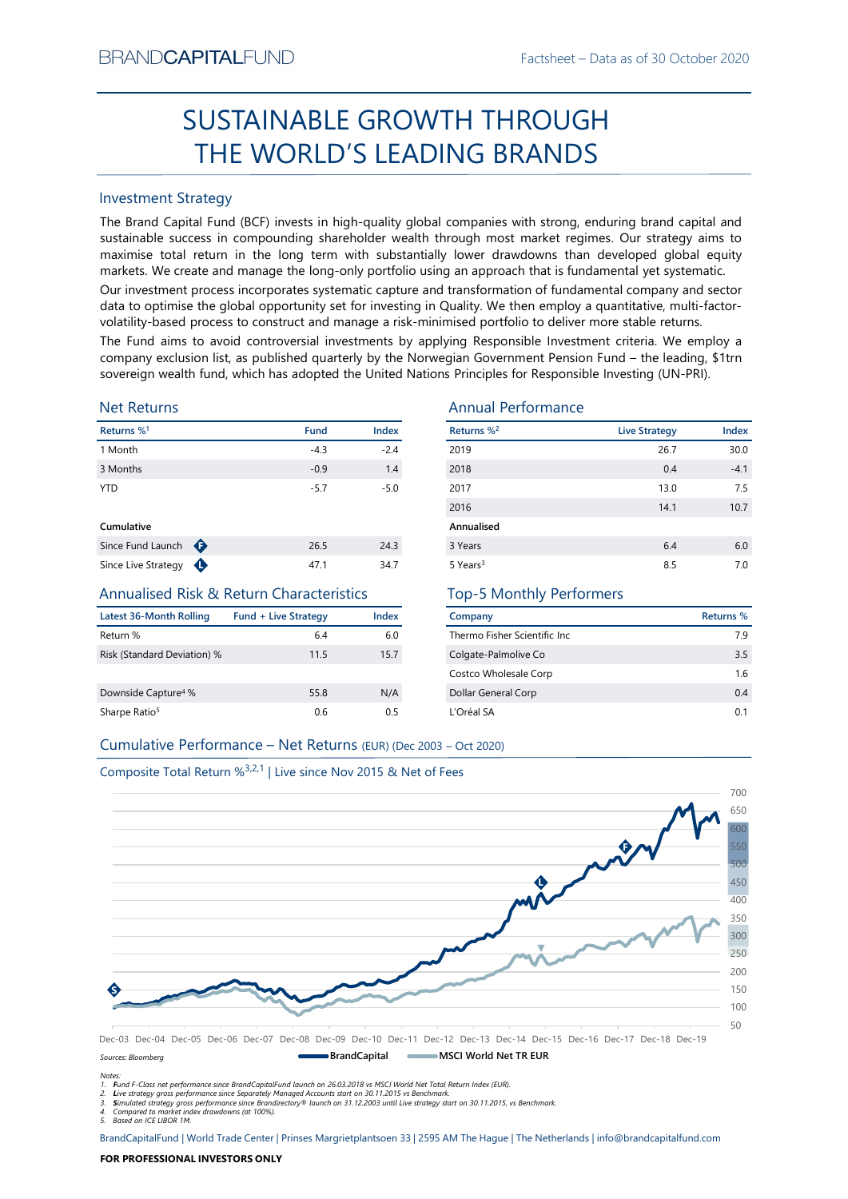BRANDCAPITALFUND

Factsheet – Data as of 30 October 2020

# SUSTAINABLE GROWTH THROUGH THE WORLD'S LEADING BRANDS

## Investment Strategy

The Brand Capital Fund (BCF) invests in high-quality global companies with strong, enduring brand capital and sustainable success in compounding shareholder wealth through most market regimes. Our strategy aims to maximise total return in the long term with substantially lower drawdowns than developed global equity markets. We create and manage the long-only portfolio using an approach that is fundamental yet systematic.

Our investment process incorporates systematic capture and transformation of fundamental company and sector data to optimise the global opportunity set for investing in Quality. We then employ a quantitative, multi-factor-volatility-based process to construct and manage a risk-minimised portfolio to deliver more stable returns.

The Fund aims to avoid controversial investments by applying Responsible Investment criteria. We employ a company exclusion list, as published quarterly by the Norwegian Government Pension Fund – the leading, $1trn sovereign wealth fund, which has adopted the United Nations Principles for Responsible Investing (UN-PRI).

## Net Returns

| Returns %[1] | Fund | Index |
|---|---|---|
| 1 Month | -4.3 | -2.4 |
| 3 Months | -0.9 | 1.4 |
| YTD | -5.7 | -5.0 |
| **Cumulative** | | |
| Since Fund Launch (F) | 26.5 | 24.3 |
| Since Live Strategy (L) | 47.1 | 34.7 |

## Annual Performance

| Returns %[2] | Live Strategy | Index |
|---|---|---|
| 2019 | 26.7 | 30.0 |
| 2018 | 0.4 | -4.1 |
| 2017 | 13.0 | 7.5 |
| 2016 | 14.1 | 10.7 |
| **Annualised** | | |
| 3 Years | 6.4 | 6.0 |
| 5 Years[3] | 8.5 | 7.0 |

## Annualised Risk & Return Characteristics

| Latest 36-Month Rolling | Fund + Live Strategy | Index |
|---|---|---|
| Return % | 6.4 | 6.0 |
| Risk (Standard Deviation) % | 11.5 | 15.7 |
| Downside Capture[4] % | 55.8 | N/A |
| Sharpe Ratio[5] | 0.6 | 0.5 |

## Top-5 Monthly Performers

| Company | Returns % |
|---|---|
| Thermo Fisher Scientific Inc | 7.9 |
| Colgate-Palmolive Co | 3.5 |
| Costco Wholesale Corp | 1.6 |
| Dollar General Corp | 0.4 |
| L'Oréal SA | 0.1 |

## Cumulative Performance – Net Returns (EUR) (Dec 2003 – Oct 2020)

Composite Total Return %[3,2,1] | Live since Nov 2015 & Net of Fees

Sources: Bloomberg

BrandCapital — MSCI World Net TR EUR

Notes:
1. Fund F-Class net performance since BrandCapitalFund launch on 26.03.2018 vs MSCI World Net Total Return Index (EUR).
2. Live strategy gross performance since Separately Managed Accounts start on 30.11.2015 vs Benchmark.
3. Simulated strategy gross performance since Brandirectory® launch on 31.12.2003 until Live strategy start on 30.11.2015, vs Benchmark.
4. Compared to market index drawdowns (at 100%).
5. Based on ICE LIBOR 1M.

BrandCapitalFund | World Trade Center | Prinses Margrietplantsoen 33 | 2595 AM The Hague | The Netherlands | info@brandcapitalfund.com

**FOR PROFESSIONAL INVESTORS ONLY**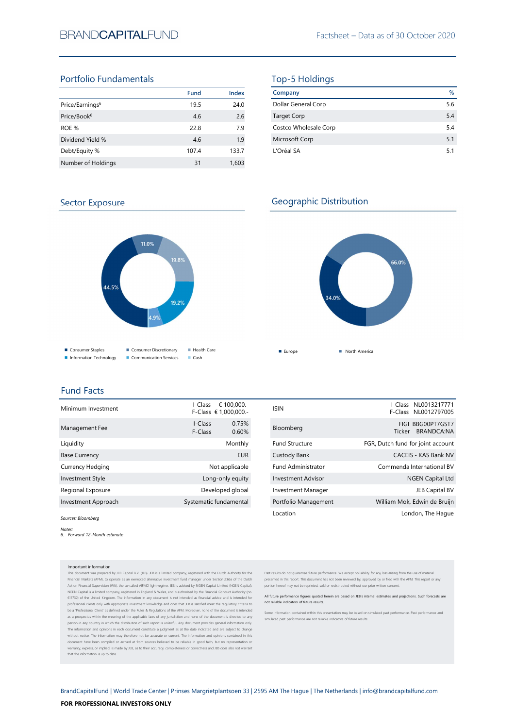BRANDCAPITALFUND

Factsheet – Data as of 30 October 2020

## Portfolio Fundamentals

| | Fund | Index |
|---|---|---|
| Price/Earnings[6] | 19.5 | 24.0 |
| Price/Book[6] | 4.6 | 2.6 |
| ROE % | 22.8 | 7.9 |
| Dividend Yield % | 4.6 | 1.9 |
| Debt/Equity % | 107.4 | 133.7 |
| Number of Holdings | 31 | 1,603 |

## Top-5 Holdings

| Company | % |
|---|---|
| Dollar General Corp | 5.6 |
| Target Corp | 5.4 |
| Costco Wholesale Corp | 5.4 |
| Microsoft Corp | 5.1 |
| L'Oréal SA | 5.1 |

## Sector Exposure

11.0%
19.8%
44.5%
19.2%
4.9%

Consumer Staples
Consumer Discretionary
Health Care
Information Technology
Communication Services
Cash

## Geographic Distribution

66.0%
34.0%

Europe
North America

## Fund Facts

| | |
|---|---|
| Minimum Investment | I-Class € 100,000.- F-Class € 1,000,000.- |
| Management Fee | I-Class 0.75% F-Class 0.60% |
| Liquidity | Monthly |
| Base Currency | EUR |
| Currency Hedging | Not applicable |
| Investment Style | Long-only equity |
| Regional Exposure | Developed global |
| Investment Approach | Systematic fundamental |

| | |
|---|---|
| ISIN | I-Class NL0013217771 F-Class NL0012797005 |
| Bloomberg | FIGI BBG00PT7GST7 Ticker BRANDCA:NA |
| Fund Structure | FGR, Dutch fund for joint account |
| Custody Bank | CACEIS - KAS Bank NV |
| Fund Administrator | Commenda International BV |
| Investment Advisor | NGEN Capital Ltd |
| Investment Manager | JEB Capital BV |
| Portfolio Management | William Mok, Edwin de Bruijn |
| Location | London, The Hague |

*Sources: Bloomberg*

*Notes:*
*6. Forward 12-Month estimate*

Important information

This document was prepared by JEB Capital B.V. (JEB). JEB is a limited company, registered with the Dutch Authority for the Financial Markets (AFM), to operate as an exempted alternative investment fund manager under Section 2:66a of the Dutch Act on Financial Supervision (Wft), the so-called AIFMD light-regime. JEB is advised by NGEN Capital Limited (NGEN Capital). NGEN Capital is a limited company, registered in England & Wales, and is authorised by the Financial Conduct Authority (no. 615732) of the United Kingdom. The information in any document is not intended as financial advice and is intended for professional clients only with appropriate investment knowledge and ones that JEB is satisfied meet the regulatory criteria to be a 'Professional Client' as defined under the Rules & Regulations of the AFM. Moreover, none of the document is intended as a prospectus within the meaning of the applicable laws of any jurisdiction and none of the document is directed to any person in any country in which the distribution of such report is unlawful. Any document provides general information only. The information and opinions in each document constitute a judgment as at the date indicated and are subject to change without notice. The information may therefore not be accurate or current. The information and opinions contained in this document have been compiled or arrived at from sources believed to be reliable in good faith, but no representation or warranty, express, or implied, is made by JEB, as to their accuracy, completeness or correctness and JEB does also not warrant that the information is up to date.

Past results do not guarantee future performance. We accept no liability for any loss arising from the use of material presented in this report. This document has not been reviewed by, approved by or filed with the AFM. This report or any portion hereof may not be reprinted, sold or redistributed without our prior written consent.

All future performance figures quoted herein are based on JEB's internal estimates and projections. Such forecasts are not reliable indicators of future results.

Some information contained within this presentation may be based on simulated past performance. Past performance and simulated past performance are not reliable indicators of future results.

BrandCapitalFund | World Trade Center | Prinses Margrietplantsoen 33 | 2595 AM The Hague | The Netherlands | info@brandcapitalfund.com

**FOR PROFESSIONAL INVESTORS ONLY**